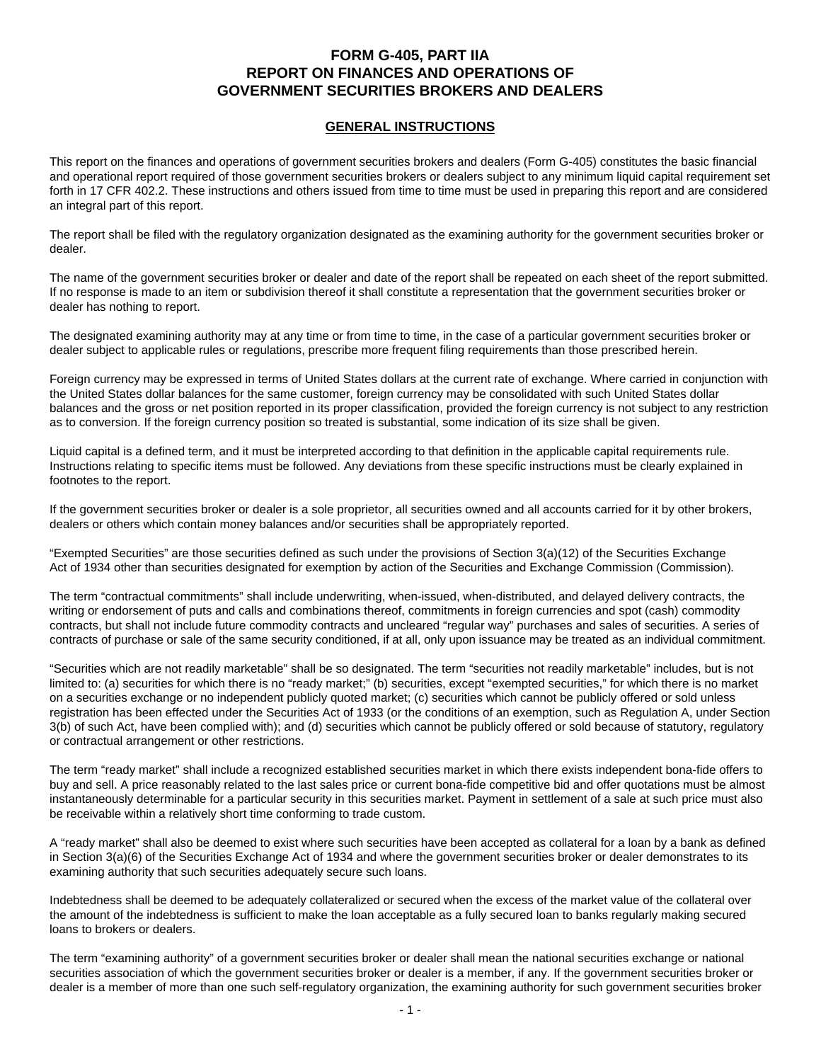# FORM G-405, PART IIA
# REPORT ON FINANCES AND OPERATIONS OF GOVERNMENT SECURITIES BROKERS AND DEALERS

## GENERAL INSTRUCTIONS

This report on the finances and operations of government securities brokers and dealers (Form G-405) constitutes the basic financial and operational report required of those government securities brokers or dealers subject to any minimum liquid capital requirement set forth in 17 CFR 402.2. These instructions and others issued from time to time must be used in preparing this report and are considered an integral part of this report.

The report shall be filed with the regulatory organization designated as the examining authority for the government securities broker or dealer.

The name of the government securities broker or dealer and date of the report shall be repeated on each sheet of the report submitted. If no response is made to an item or subdivision thereof it shall constitute a representation that the government securities broker or dealer has nothing to report.

The designated examining authority may at any time or from time to time, in the case of a particular government securities broker or dealer subject to applicable rules or regulations, prescribe more frequent filing requirements than those prescribed herein.

Foreign currency may be expressed in terms of United States dollars at the current rate of exchange. Where carried in conjunction with the United States dollar balances for the same customer, foreign currency may be consolidated with such United States dollar balances and the gross or net position reported in its proper classification, provided the foreign currency is not subject to any restriction as to conversion. If the foreign currency position so treated is substantial, some indication of its size shall be given.

Liquid capital is a defined term, and it must be interpreted according to that definition in the applicable capital requirements rule. Instructions relating to specific items must be followed. Any deviations from these specific instructions must be clearly explained in footnotes to the report.

If the government securities broker or dealer is a sole proprietor, all securities owned and all accounts carried for it by other brokers, dealers or others which contain money balances and/or securities shall be appropriately reported.

"Exempted Securities" are those securities defined as such under the provisions of Section 3(a)(12) of the Securities Exchange Act of 1934 other than securities designated for exemption by action of the Securities and Exchange Commission (Commission).

The term "contractual commitments" shall include underwriting, when-issued, when-distributed, and delayed delivery contracts, the writing or endorsement of puts and calls and combinations thereof, commitments in foreign currencies and spot (cash) commodity contracts, but shall not include future commodity contracts and uncleared "regular way" purchases and sales of securities. A series of contracts of purchase or sale of the same security conditioned, if at all, only upon issuance may be treated as an individual commitment.

"Securities which are not readily marketable" shall be so designated. The term "securities not readily marketable" includes, but is not limited to: (a) securities for which there is no "ready market;" (b) securities, except "exempted securities," for which there is no market on a securities exchange or no independent publicly quoted market; (c) securities which cannot be publicly offered or sold unless registration has been effected under the Securities Act of 1933 (or the conditions of an exemption, such as Regulation A, under Section 3(b) of such Act, have been complied with); and (d) securities which cannot be publicly offered or sold because of statutory, regulatory or contractual arrangement or other restrictions.

The term "ready market" shall include a recognized established securities market in which there exists independent bona-fide offers to buy and sell. A price reasonably related to the last sales price or current bona-fide competitive bid and offer quotations must be almost instantaneously determinable for a particular security in this securities market. Payment in settlement of a sale at such price must also be receivable within a relatively short time conforming to trade custom.

A "ready market" shall also be deemed to exist where such securities have been accepted as collateral for a loan by a bank as defined in Section 3(a)(6) of the Securities Exchange Act of 1934 and where the government securities broker or dealer demonstrates to its examining authority that such securities adequately secure such loans.

Indebtedness shall be deemed to be adequately collateralized or secured when the excess of the market value of the collateral over the amount of the indebtedness is sufficient to make the loan acceptable as a fully secured loan to banks regularly making secured loans to brokers or dealers.

The term "examining authority" of a government securities broker or dealer shall mean the national securities exchange or national securities association of which the government securities broker or dealer is a member, if any. If the government securities broker or dealer is a member of more than one such self-regulatory organization, the examining authority for such government securities broker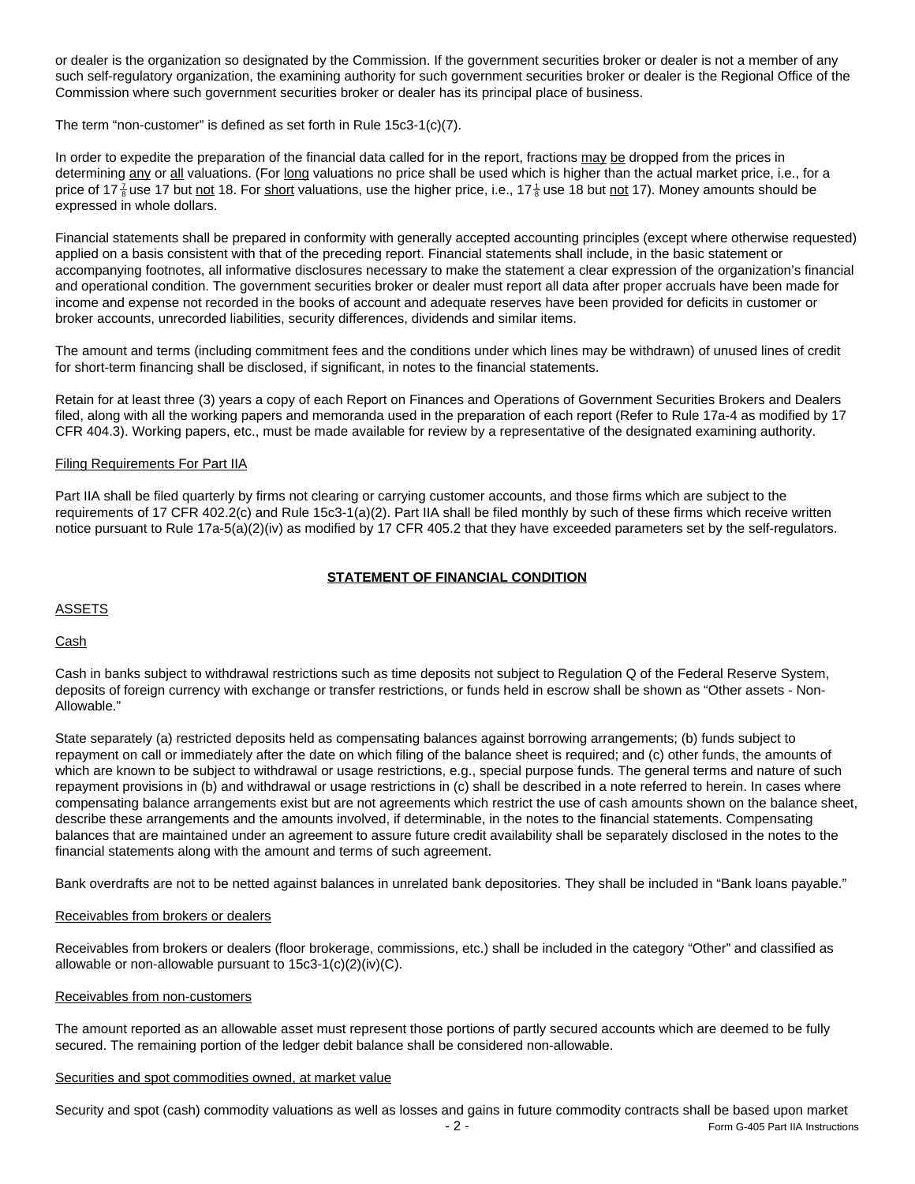or dealer is the organization so designated by the Commission. If the government securities broker or dealer is not a member of any such self-regulatory organization, the examining authority for such government securities broker or dealer is the Regional Office of the Commission where such government securities broker or dealer has its principal place of business.

The term "non-customer" is defined as set forth in Rule 15c3-1(c)(7).

In order to expedite the preparation of the financial data called for in the report, fractions <u>may</u> <u>be</u> dropped from the prices in determining <u>any</u> or <u>all</u> valuations. (For <u>long</u> valuations no price shall be used which is higher than the actual market price, i.e., for a price of $17\frac{7}{8}$ use 17 but <u>not</u> 18. For <u>short</u> valuations, use the higher price, i.e., $17\frac{1}{8}$ use 18 but <u>not</u> 17). Money amounts should be expressed in whole dollars.

Financial statements shall be prepared in conformity with generally accepted accounting principles (except where otherwise requested) applied on a basis consistent with that of the preceding report. Financial statements shall include, in the basic statement or accompanying footnotes, all informative disclosures necessary to make the statement a clear expression of the organization's financial and operational condition. The government securities broker or dealer must report all data after proper accruals have been made for income and expense not recorded in the books of account and adequate reserves have been provided for deficits in customer or broker accounts, unrecorded liabilities, security differences, dividends and similar items.

The amount and terms (including commitment fees and the conditions under which lines may be withdrawn) of unused lines of credit for short-term financing shall be disclosed, if significant, in notes to the financial statements.

Retain for at least three (3) years a copy of each Report on Finances and Operations of Government Securities Brokers and Dealers filed, along with all the working papers and memoranda used in the preparation of each report (Refer to Rule 17a-4 as modified by 17 CFR 404.3). Working papers, etc., must be made available for review by a representative of the designated examining authority.

<u>Filing Requirements For Part IIA</u>

Part IIA shall be filed quarterly by firms not clearing or carrying customer accounts, and those firms which are subject to the requirements of 17 CFR 402.2(c) and Rule 15c3-1(a)(2). Part IIA shall be filed monthly by such of these firms which receive written notice pursuant to Rule 17a-5(a)(2)(iv) as modified by 17 CFR 405.2 that they have exceeded parameters set by the self-regulators.

## STATEMENT OF FINANCIAL CONDITION

<u>ASSETS</u>

<u>Cash</u>

Cash in banks subject to withdrawal restrictions such as time deposits not subject to Regulation Q of the Federal Reserve System, deposits of foreign currency with exchange or transfer restrictions, or funds held in escrow shall be shown as "Other assets - Non-Allowable."

State separately (a) restricted deposits held as compensating balances against borrowing arrangements; (b) funds subject to repayment on call or immediately after the date on which filing of the balance sheet is required; and (c) other funds, the amounts of which are known to be subject to withdrawal or usage restrictions, e.g., special purpose funds. The general terms and nature of such repayment provisions in (b) and withdrawal or usage restrictions in (c) shall be described in a note referred to herein. In cases where compensating balance arrangements exist but are not agreements which restrict the use of cash amounts shown on the balance sheet, describe these arrangements and the amounts involved, if determinable, in the notes to the financial statements. Compensating balances that are maintained under an agreement to assure future credit availability shall be separately disclosed in the notes to the financial statements along with the amount and terms of such agreement.

Bank overdrafts are not to be netted against balances in unrelated bank depositories. They shall be included in "Bank loans payable."

<u>Receivables from brokers or dealers</u>

Receivables from brokers or dealers (floor brokerage, commissions, etc.) shall be included in the category "Other" and classified as allowable or non-allowable pursuant to 15c3-1(c)(2)(iv)(C).

<u>Receivables from non-customers</u>

The amount reported as an allowable asset must represent those portions of partly secured accounts which are deemed to be fully secured. The remaining portion of the ledger debit balance shall be considered non-allowable.

<u>Securities and spot commodities owned, at market value</u>

Security and spot (cash) commodity valuations as well as losses and gains in future commodity contracts shall be based upon market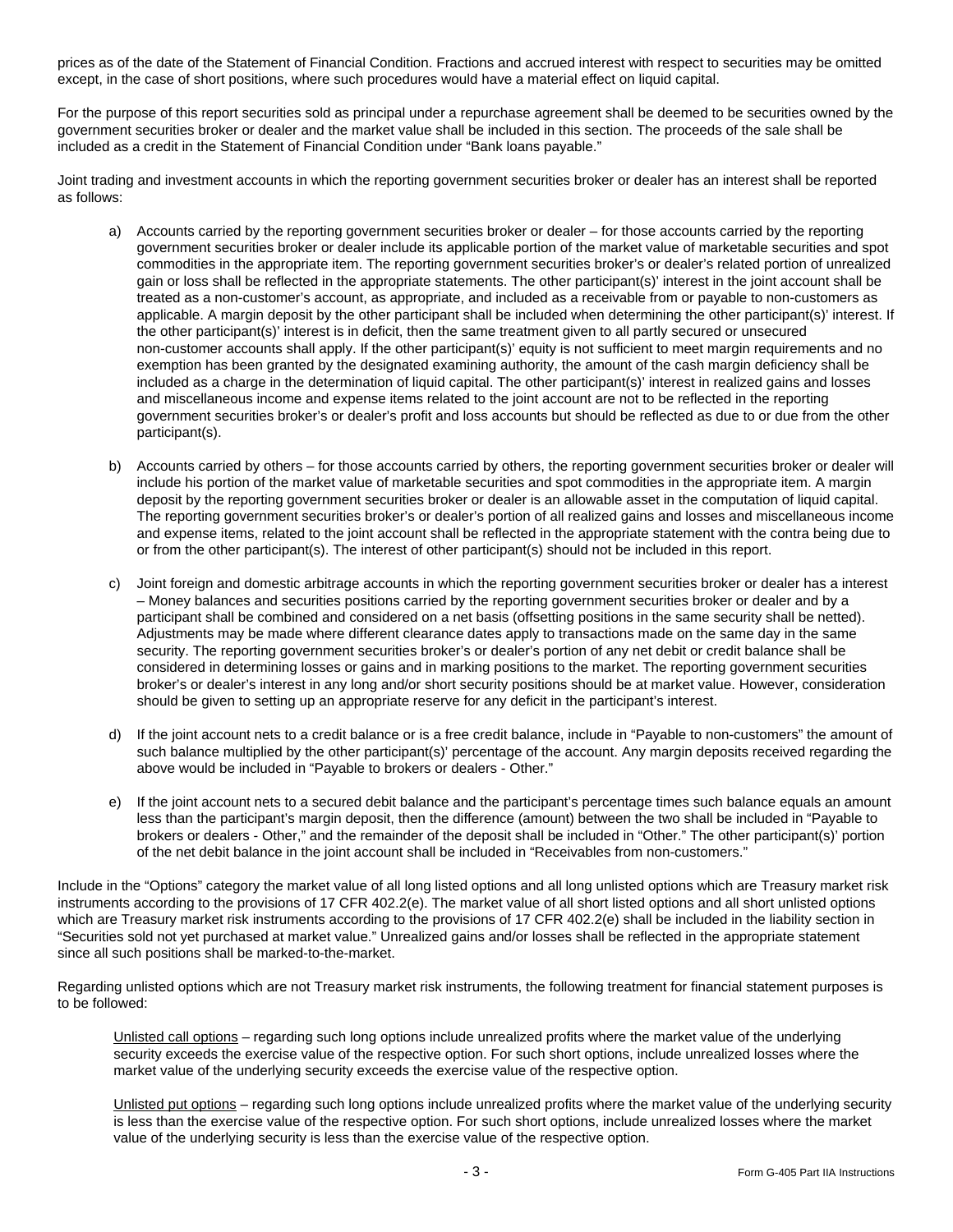prices as of the date of the Statement of Financial Condition. Fractions and accrued interest with respect to securities may be omitted except, in the case of short positions, where such procedures would have a material effect on liquid capital.

For the purpose of this report securities sold as principal under a repurchase agreement shall be deemed to be securities owned by the government securities broker or dealer and the market value shall be included in this section. The proceeds of the sale shall be included as a credit in the Statement of Financial Condition under "Bank loans payable."

Joint trading and investment accounts in which the reporting government securities broker or dealer has an interest shall be reported as follows:

a) Accounts carried by the reporting government securities broker or dealer – for those accounts carried by the reporting government securities broker or dealer include its applicable portion of the market value of marketable securities and spot commodities in the appropriate item. The reporting government securities broker's or dealer's related portion of unrealized gain or loss shall be reflected in the appropriate statements. The other participant(s)' interest in the joint account shall be treated as a non-customer's account, as appropriate, and included as a receivable from or payable to non-customers as applicable. A margin deposit by the other participant shall be included when determining the other participant(s)' interest. If the other participant(s)' interest is in deficit, then the same treatment given to all partly secured or unsecured non-customer accounts shall apply. If the other participant(s)' equity is not sufficient to meet margin requirements and no exemption has been granted by the designated examining authority, the amount of the cash margin deficiency shall be included as a charge in the determination of liquid capital. The other participant(s)' interest in realized gains and losses and miscellaneous income and expense items related to the joint account are not to be reflected in the reporting government securities broker's or dealer's profit and loss accounts but should be reflected as due to or due from the other participant(s).

b) Accounts carried by others – for those accounts carried by others, the reporting government securities broker or dealer will include his portion of the market value of marketable securities and spot commodities in the appropriate item. A margin deposit by the reporting government securities broker or dealer is an allowable asset in the computation of liquid capital. The reporting government securities broker's or dealer's portion of all realized gains and losses and miscellaneous income and expense items, related to the joint account shall be reflected in the appropriate statement with the contra being due to or from the other participant(s). The interest of other participant(s) should not be included in this report.

c) Joint foreign and domestic arbitrage accounts in which the reporting government securities broker or dealer has a interest – Money balances and securities positions carried by the reporting government securities broker or dealer and by a participant shall be combined and considered on a net basis (offsetting positions in the same security shall be netted). Adjustments may be made where different clearance dates apply to transactions made on the same day in the same security. The reporting government securities broker's or dealer's portion of any net debit or credit balance shall be considered in determining losses or gains and in marking positions to the market. The reporting government securities broker's or dealer's interest in any long and/or short security positions should be at market value. However, consideration should be given to setting up an appropriate reserve for any deficit in the participant's interest.

d) If the joint account nets to a credit balance or is a free credit balance, include in "Payable to non-customers" the amount of such balance multiplied by the other participant(s)' percentage of the account. Any margin deposits received regarding the above would be included in "Payable to brokers or dealers - Other."

e) If the joint account nets to a secured debit balance and the participant's percentage times such balance equals an amount less than the participant's margin deposit, then the difference (amount) between the two shall be included in "Payable to brokers or dealers - Other," and the remainder of the deposit shall be included in "Other." The other participant(s)' portion of the net debit balance in the joint account shall be included in "Receivables from non-customers."

Include in the "Options" category the market value of all long listed options and all long unlisted options which are Treasury market risk instruments according to the provisions of 17 CFR 402.2(e). The market value of all short listed options and all short unlisted options which are Treasury market risk instruments according to the provisions of 17 CFR 402.2(e) shall be included in the liability section in "Securities sold not yet purchased at market value." Unrealized gains and/or losses shall be reflected in the appropriate statement since all such positions shall be marked-to-the-market.

Regarding unlisted options which are not Treasury market risk instruments, the following treatment for financial statement purposes is to be followed:

Unlisted call options – regarding such long options include unrealized profits where the market value of the underlying security exceeds the exercise value of the respective option. For such short options, include unrealized losses where the market value of the underlying security exceeds the exercise value of the respective option.

Unlisted put options – regarding such long options include unrealized profits where the market value of the underlying security is less than the exercise value of the respective option. For such short options, include unrealized losses where the market value of the underlying security is less than the exercise value of the respective option.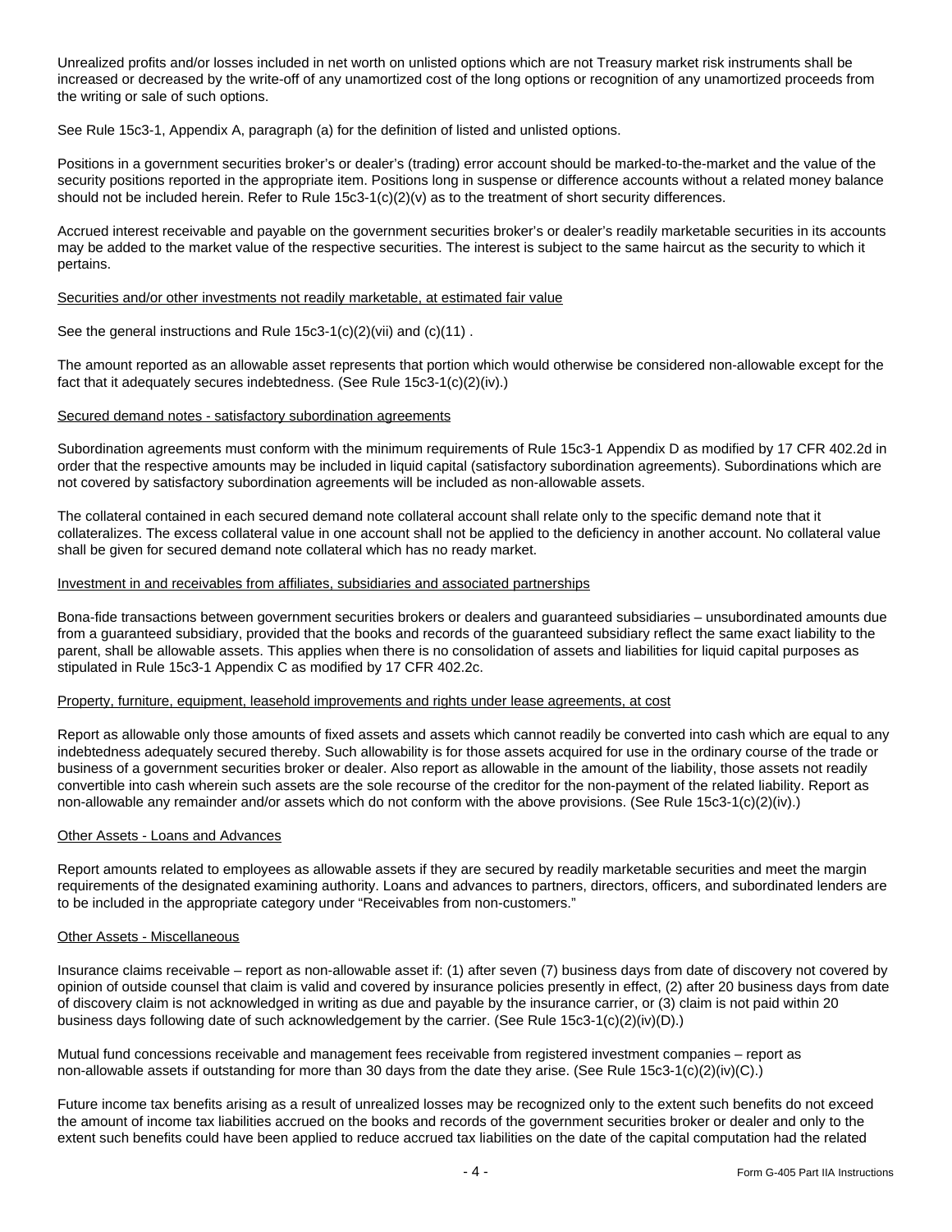Unrealized profits and/or losses included in net worth on unlisted options which are not Treasury market risk instruments shall be increased or decreased by the write-off of any unamortized cost of the long options or recognition of any unamortized proceeds from the writing or sale of such options.

See Rule 15c3-1, Appendix A, paragraph (a) for the definition of listed and unlisted options.

Positions in a government securities broker's or dealer's (trading) error account should be marked-to-the-market and the value of the security positions reported in the appropriate item. Positions long in suspense or difference accounts without a related money balance should not be included herein. Refer to Rule 15c3-1(c)(2)(v) as to the treatment of short security differences.

Accrued interest receivable and payable on the government securities broker's or dealer's readily marketable securities in its accounts may be added to the market value of the respective securities. The interest is subject to the same haircut as the security to which it pertains.

Securities and/or other investments not readily marketable, at estimated fair value

See the general instructions and Rule 15c3-1(c)(2)(vii) and (c)(11) .

The amount reported as an allowable asset represents that portion which would otherwise be considered non-allowable except for the fact that it adequately secures indebtedness. (See Rule 15c3-1(c)(2)(iv).)

Secured demand notes - satisfactory subordination agreements

Subordination agreements must conform with the minimum requirements of Rule 15c3-1 Appendix D as modified by 17 CFR 402.2d in order that the respective amounts may be included in liquid capital (satisfactory subordination agreements). Subordinations which are not covered by satisfactory subordination agreements will be included as non-allowable assets.

The collateral contained in each secured demand note collateral account shall relate only to the specific demand note that it collateralizes. The excess collateral value in one account shall not be applied to the deficiency in another account. No collateral value shall be given for secured demand note collateral which has no ready market.

Investment in and receivables from affiliates, subsidiaries and associated partnerships

Bona-fide transactions between government securities brokers or dealers and guaranteed subsidiaries – unsubordinated amounts due from a guaranteed subsidiary, provided that the books and records of the guaranteed subsidiary reflect the same exact liability to the parent, shall be allowable assets. This applies when there is no consolidation of assets and liabilities for liquid capital purposes as stipulated in Rule 15c3-1 Appendix C as modified by 17 CFR 402.2c.

Property, furniture, equipment, leasehold improvements and rights under lease agreements, at cost

Report as allowable only those amounts of fixed assets and assets which cannot readily be converted into cash which are equal to any indebtedness adequately secured thereby. Such allowability is for those assets acquired for use in the ordinary course of the trade or business of a government securities broker or dealer. Also report as allowable in the amount of the liability, those assets not readily convertible into cash wherein such assets are the sole recourse of the creditor for the non-payment of the related liability. Report as non-allowable any remainder and/or assets which do not conform with the above provisions. (See Rule 15c3-1(c)(2)(iv).)

Other Assets - Loans and Advances

Report amounts related to employees as allowable assets if they are secured by readily marketable securities and meet the margin requirements of the designated examining authority. Loans and advances to partners, directors, officers, and subordinated lenders are to be included in the appropriate category under "Receivables from non-customers."

Other Assets - Miscellaneous

Insurance claims receivable – report as non-allowable asset if: (1) after seven (7) business days from date of discovery not covered by opinion of outside counsel that claim is valid and covered by insurance policies presently in effect, (2) after 20 business days from date of discovery claim is not acknowledged in writing as due and payable by the insurance carrier, or (3) claim is not paid within 20 business days following date of such acknowledgement by the carrier. (See Rule 15c3-1(c)(2)(iv)(D).)

Mutual fund concessions receivable and management fees receivable from registered investment companies – report as non-allowable assets if outstanding for more than 30 days from the date they arise. (See Rule 15c3-1(c)(2)(iv)(C).)

Future income tax benefits arising as a result of unrealized losses may be recognized only to the extent such benefits do not exceed the amount of income tax liabilities accrued on the books and records of the government securities broker or dealer and only to the extent such benefits could have been applied to reduce accrued tax liabilities on the date of the capital computation had the related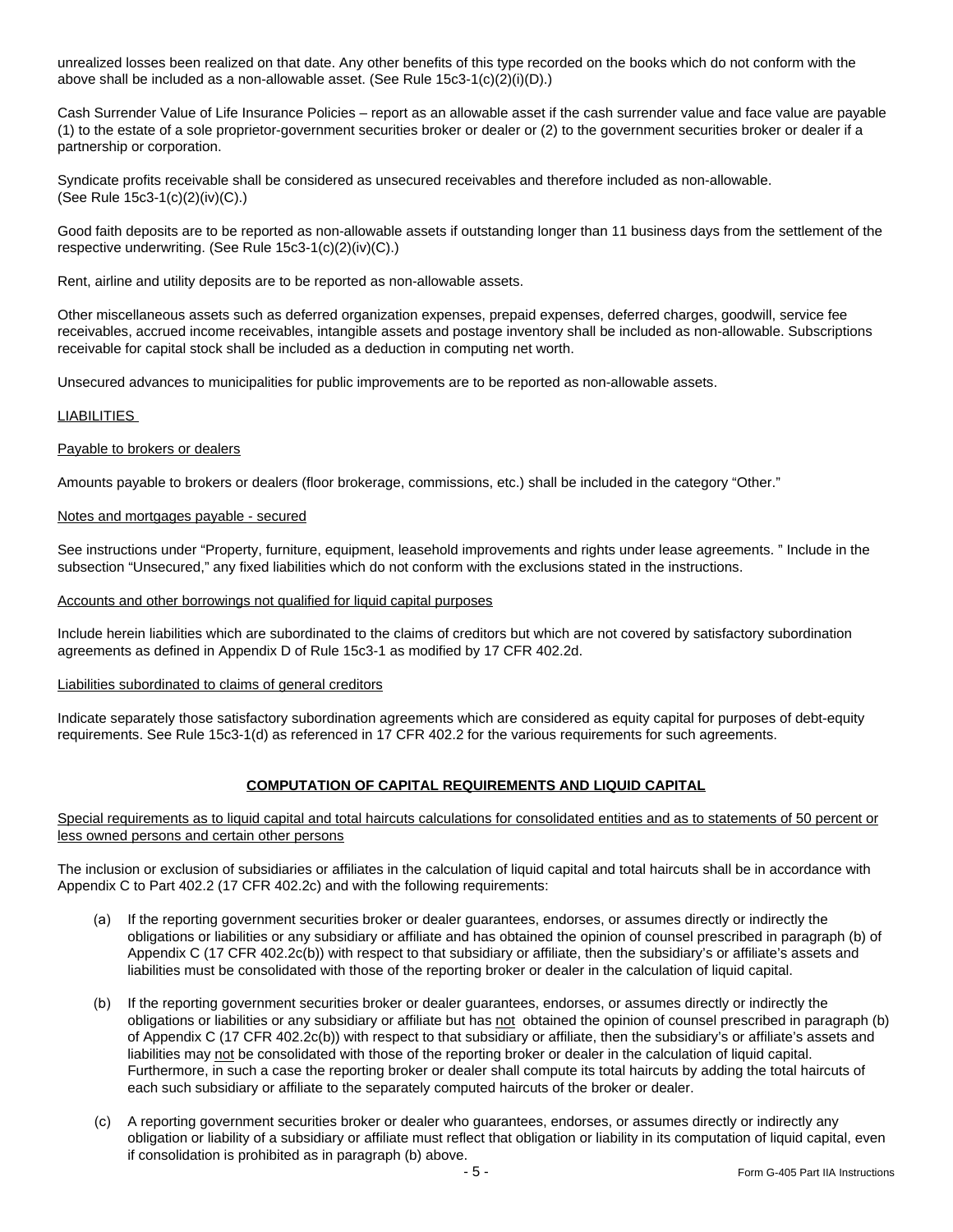unrealized losses been realized on that date. Any other benefits of this type recorded on the books which do not conform with the above shall be included as a non-allowable asset. (See Rule 15c3-1(c)(2)(i)(D).)

Cash Surrender Value of Life Insurance Policies – report as an allowable asset if the cash surrender value and face value are payable (1) to the estate of a sole proprietor-government securities broker or dealer or (2) to the government securities broker or dealer if a partnership or corporation.

Syndicate profits receivable shall be considered as unsecured receivables and therefore included as non-allowable. (See Rule 15c3-1(c)(2)(iv)(C).)

Good faith deposits are to be reported as non-allowable assets if outstanding longer than 11 business days from the settlement of the respective underwriting. (See Rule 15c3-1(c)(2)(iv)(C).)

Rent, airline and utility deposits are to be reported as non-allowable assets.

Other miscellaneous assets such as deferred organization expenses, prepaid expenses, deferred charges, goodwill, service fee receivables, accrued income receivables, intangible assets and postage inventory shall be included as non-allowable. Subscriptions receivable for capital stock shall be included as a deduction in computing net worth.

Unsecured advances to municipalities for public improvements are to be reported as non-allowable assets.

LIABILITIES

Payable to brokers or dealers

Amounts payable to brokers or dealers (floor brokerage, commissions, etc.) shall be included in the category "Other."

Notes and mortgages payable - secured

See instructions under "Property, furniture, equipment, leasehold improvements and rights under lease agreements. " Include in the subsection "Unsecured," any fixed liabilities which do not conform with the exclusions stated in the instructions.

Accounts and other borrowings not qualified for liquid capital purposes

Include herein liabilities which are subordinated to the claims of creditors but which are not covered by satisfactory subordination agreements as defined in Appendix D of Rule 15c3-1 as modified by 17 CFR 402.2d.

Liabilities subordinated to claims of general creditors

Indicate separately those satisfactory subordination agreements which are considered as equity capital for purposes of debt-equity requirements. See Rule 15c3-1(d) as referenced in 17 CFR 402.2 for the various requirements for such agreements.

## COMPUTATION OF CAPITAL REQUIREMENTS AND LIQUID CAPITAL

Special requirements as to liquid capital and total haircuts calculations for consolidated entities and as to statements of 50 percent or less owned persons and certain other persons

The inclusion or exclusion of subsidiaries or affiliates in the calculation of liquid capital and total haircuts shall be in accordance with Appendix C to Part 402.2 (17 CFR 402.2c) and with the following requirements:

(a) If the reporting government securities broker or dealer guarantees, endorses, or assumes directly or indirectly the obligations or liabilities or any subsidiary or affiliate and has obtained the opinion of counsel prescribed in paragraph (b) of Appendix C (17 CFR 402.2c(b)) with respect to that subsidiary or affiliate, then the subsidiary's or affiliate's assets and liabilities must be consolidated with those of the reporting broker or dealer in the calculation of liquid capital.

(b) If the reporting government securities broker or dealer guarantees, endorses, or assumes directly or indirectly the obligations or liabilities or any subsidiary or affiliate but has not obtained the opinion of counsel prescribed in paragraph (b) of Appendix C (17 CFR 402.2c(b)) with respect to that subsidiary or affiliate, then the subsidiary's or affiliate's assets and liabilities may not be consolidated with those of the reporting broker or dealer in the calculation of liquid capital. Furthermore, in such a case the reporting broker or dealer shall compute its total haircuts by adding the total haircuts of each such subsidiary or affiliate to the separately computed haircuts of the broker or dealer.

(c) A reporting government securities broker or dealer who guarantees, endorses, or assumes directly or indirectly any obligation or liability of a subsidiary or affiliate must reflect that obligation or liability in its computation of liquid capital, even if consolidation is prohibited as in paragraph (b) above.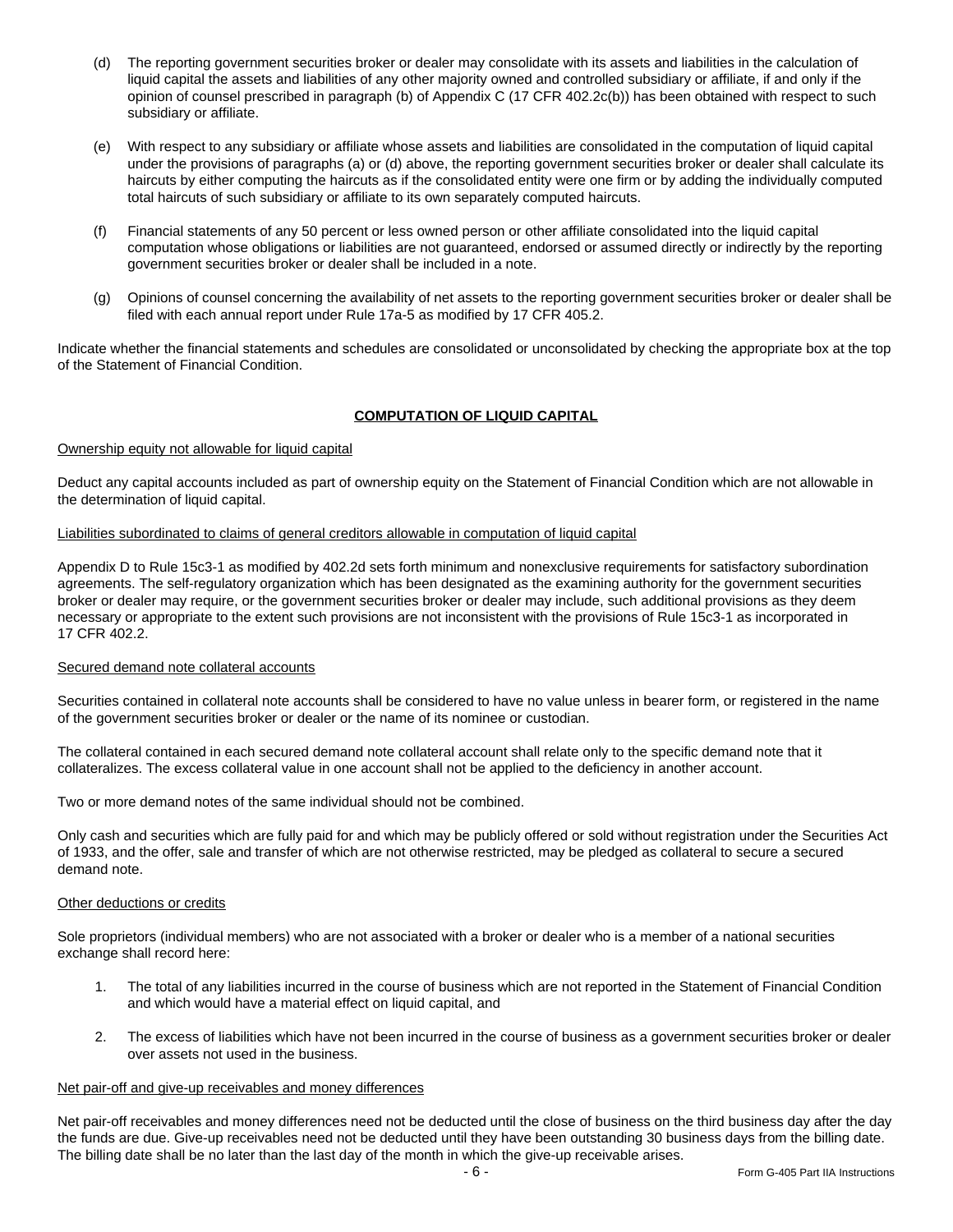(d) The reporting government securities broker or dealer may consolidate with its assets and liabilities in the calculation of liquid capital the assets and liabilities of any other majority owned and controlled subsidiary or affiliate, if and only if the opinion of counsel prescribed in paragraph (b) of Appendix C (17 CFR 402.2c(b)) has been obtained with respect to such subsidiary or affiliate.

(e) With respect to any subsidiary or affiliate whose assets and liabilities are consolidated in the computation of liquid capital under the provisions of paragraphs (a) or (d) above, the reporting government securities broker or dealer shall calculate its haircuts by either computing the haircuts as if the consolidated entity were one firm or by adding the individually computed total haircuts of such subsidiary or affiliate to its own separately computed haircuts.

(f) Financial statements of any 50 percent or less owned person or other affiliate consolidated into the liquid capital computation whose obligations or liabilities are not guaranteed, endorsed or assumed directly or indirectly by the reporting government securities broker or dealer shall be included in a note.

(g) Opinions of counsel concerning the availability of net assets to the reporting government securities broker or dealer shall be filed with each annual report under Rule 17a-5 as modified by 17 CFR 405.2.

Indicate whether the financial statements and schedules are consolidated or unconsolidated by checking the appropriate box at the top of the Statement of Financial Condition.

## COMPUTATION OF LIQUID CAPITAL

### Ownership equity not allowable for liquid capital

Deduct any capital accounts included as part of ownership equity on the Statement of Financial Condition which are not allowable in the determination of liquid capital.

### Liabilities subordinated to claims of general creditors allowable in computation of liquid capital

Appendix D to Rule 15c3-1 as modified by 402.2d sets forth minimum and nonexclusive requirements for satisfactory subordination agreements. The self-regulatory organization which has been designated as the examining authority for the government securities broker or dealer may require, or the government securities broker or dealer may include, such additional provisions as they deem necessary or appropriate to the extent such provisions are not inconsistent with the provisions of Rule 15c3-1 as incorporated in 17 CFR 402.2.

### Secured demand note collateral accounts

Securities contained in collateral note accounts shall be considered to have no value unless in bearer form, or registered in the name of the government securities broker or dealer or the name of its nominee or custodian.

The collateral contained in each secured demand note collateral account shall relate only to the specific demand note that it collateralizes. The excess collateral value in one account shall not be applied to the deficiency in another account.

Two or more demand notes of the same individual should not be combined.

Only cash and securities which are fully paid for and which may be publicly offered or sold without registration under the Securities Act of 1933, and the offer, sale and transfer of which are not otherwise restricted, may be pledged as collateral to secure a secured demand note.

### Other deductions or credits

Sole proprietors (individual members) who are not associated with a broker or dealer who is a member of a national securities exchange shall record here:

1. The total of any liabilities incurred in the course of business which are not reported in the Statement of Financial Condition and which would have a material effect on liquid capital, and

2. The excess of liabilities which have not been incurred in the course of business as a government securities broker or dealer over assets not used in the business.

### Net pair-off and give-up receivables and money differences

Net pair-off receivables and money differences need not be deducted until the close of business on the third business day after the day the funds are due. Give-up receivables need not be deducted until they have been outstanding 30 business days from the billing date. The billing date shall be no later than the last day of the month in which the give-up receivable arises.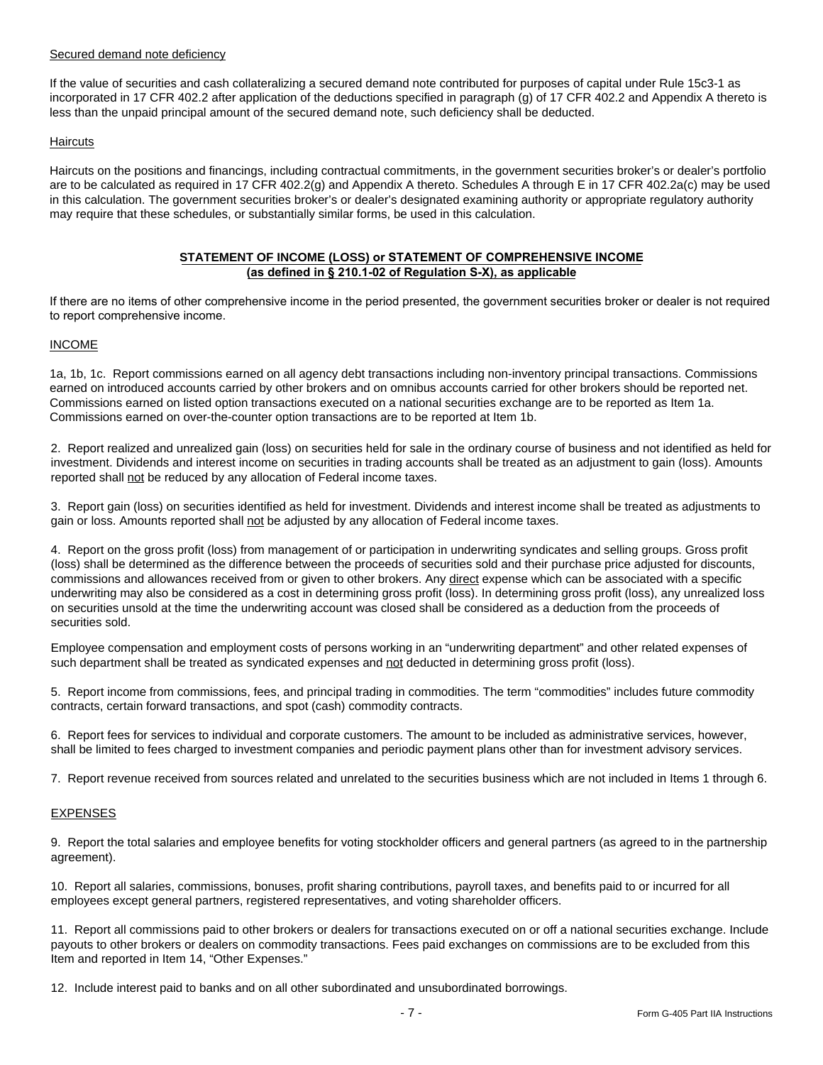Secured demand note deficiency

If the value of securities and cash collateralizing a secured demand note contributed for purposes of capital under Rule 15c3-1 as incorporated in 17 CFR 402.2 after application of the deductions specified in paragraph (g) of 17 CFR 402.2 and Appendix A thereto is less than the unpaid principal amount of the secured demand note, such deficiency shall be deducted.

Haircuts

Haircuts on the positions and financings, including contractual commitments, in the government securities broker's or dealer's portfolio are to be calculated as required in 17 CFR 402.2(g) and Appendix A thereto. Schedules A through E in 17 CFR 402.2a(c) may be used in this calculation. The government securities broker's or dealer's designated examining authority or appropriate regulatory authority may require that these schedules, or substantially similar forms, be used in this calculation.

## STATEMENT OF INCOME (LOSS) or STATEMENT OF COMPREHENSIVE INCOME (as defined in § 210.1-02 of Regulation S-X), as applicable

If there are no items of other comprehensive income in the period presented, the government securities broker or dealer is not required to report comprehensive income.

INCOME

1a, 1b, 1c. Report commissions earned on all agency debt transactions including non-inventory principal transactions. Commissions earned on introduced accounts carried by other brokers and on omnibus accounts carried for other brokers should be reported net. Commissions earned on listed option transactions executed on a national securities exchange are to be reported as Item 1a. Commissions earned on over-the-counter option transactions are to be reported at Item 1b.

2. Report realized and unrealized gain (loss) on securities held for sale in the ordinary course of business and not identified as held for investment. Dividends and interest income on securities in trading accounts shall be treated as an adjustment to gain (loss). Amounts reported shall not be reduced by any allocation of Federal income taxes.

3. Report gain (loss) on securities identified as held for investment. Dividends and interest income shall be treated as adjustments to gain or loss. Amounts reported shall not be adjusted by any allocation of Federal income taxes.

4. Report on the gross profit (loss) from management of or participation in underwriting syndicates and selling groups. Gross profit (loss) shall be determined as the difference between the proceeds of securities sold and their purchase price adjusted for discounts, commissions and allowances received from or given to other brokers. Any direct expense which can be associated with a specific underwriting may also be considered as a cost in determining gross profit (loss). In determining gross profit (loss), any unrealized loss on securities unsold at the time the underwriting account was closed shall be considered as a deduction from the proceeds of securities sold.

Employee compensation and employment costs of persons working in an "underwriting department" and other related expenses of such department shall be treated as syndicated expenses and not deducted in determining gross profit (loss).

5. Report income from commissions, fees, and principal trading in commodities. The term "commodities" includes future commodity contracts, certain forward transactions, and spot (cash) commodity contracts.

6. Report fees for services to individual and corporate customers. The amount to be included as administrative services, however, shall be limited to fees charged to investment companies and periodic payment plans other than for investment advisory services.

7. Report revenue received from sources related and unrelated to the securities business which are not included in Items 1 through 6.

EXPENSES

9. Report the total salaries and employee benefits for voting stockholder officers and general partners (as agreed to in the partnership agreement).

10. Report all salaries, commissions, bonuses, profit sharing contributions, payroll taxes, and benefits paid to or incurred for all employees except general partners, registered representatives, and voting shareholder officers.

11. Report all commissions paid to other brokers or dealers for transactions executed on or off a national securities exchange. Include payouts to other brokers or dealers on commodity transactions. Fees paid exchanges on commissions are to be excluded from this Item and reported in Item 14, "Other Expenses."

12. Include interest paid to banks and on all other subordinated and unsubordinated borrowings.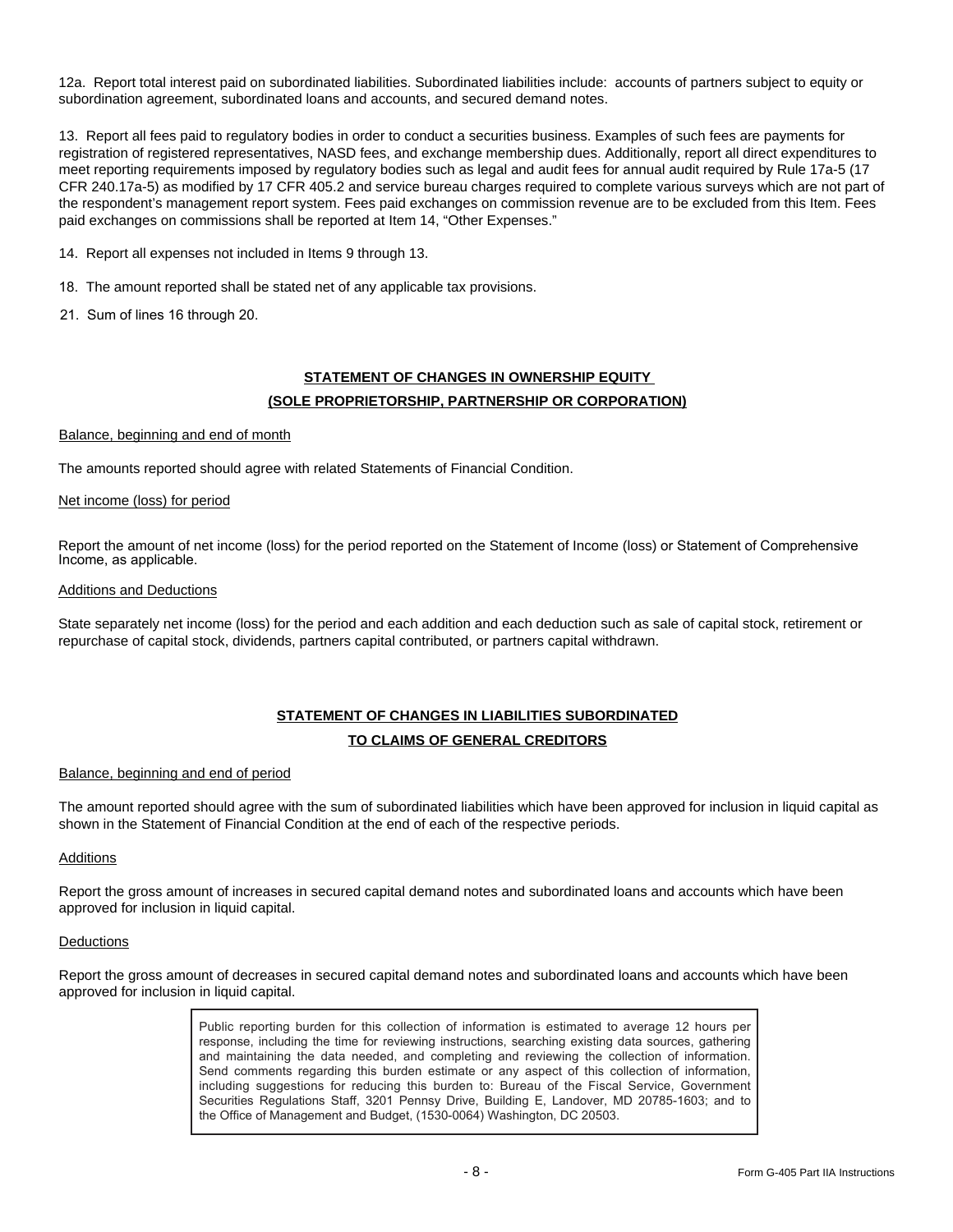12a. Report total interest paid on subordinated liabilities. Subordinated liabilities include: accounts of partners subject to equity or subordination agreement, subordinated loans and accounts, and secured demand notes.

13. Report all fees paid to regulatory bodies in order to conduct a securities business. Examples of such fees are payments for registration of registered representatives, NASD fees, and exchange membership dues. Additionally, report all direct expenditures to meet reporting requirements imposed by regulatory bodies such as legal and audit fees for annual audit required by Rule 17a-5 (17 CFR 240.17a-5) as modified by 17 CFR 405.2 and service bureau charges required to complete various surveys which are not part of the respondent's management report system. Fees paid exchanges on commission revenue are to be excluded from this Item. Fees paid exchanges on commissions shall be reported at Item 14, "Other Expenses."

14. Report all expenses not included in Items 9 through 13.

18. The amount reported shall be stated net of any applicable tax provisions.

21. Sum of lines 16 through 20.

## STATEMENT OF CHANGES IN OWNERSHIP EQUITY (SOLE PROPRIETORSHIP, PARTNERSHIP OR CORPORATION)

Balance, beginning and end of month

The amounts reported should agree with related Statements of Financial Condition.

Net income (loss) for period

Report the amount of net income (loss) for the period reported on the Statement of Income (loss) or Statement of Comprehensive Income, as applicable.

Additions and Deductions

State separately net income (loss) for the period and each addition and each deduction such as sale of capital stock, retirement or repurchase of capital stock, dividends, partners capital contributed, or partners capital withdrawn.

## STATEMENT OF CHANGES IN LIABILITIES SUBORDINATED TO CLAIMS OF GENERAL CREDITORS

Balance, beginning and end of period

The amount reported should agree with the sum of subordinated liabilities which have been approved for inclusion in liquid capital as shown in the Statement of Financial Condition at the end of each of the respective periods.

Additions

Report the gross amount of increases in secured capital demand notes and subordinated loans and accounts which have been approved for inclusion in liquid capital.

Deductions

Report the gross amount of decreases in secured capital demand notes and subordinated loans and accounts which have been approved for inclusion in liquid capital.

Public reporting burden for this collection of information is estimated to average 12 hours per response, including the time for reviewing instructions, searching existing data sources, gathering and maintaining the data needed, and completing and reviewing the collection of information. Send comments regarding this burden estimate or any aspect of this collection of information, including suggestions for reducing this burden to: Bureau of the Fiscal Service, Government Securities Regulations Staff, 3201 Pennsy Drive, Building E, Landover, MD 20785-1603; and to the Office of Management and Budget, (1530-0064) Washington, DC 20503.